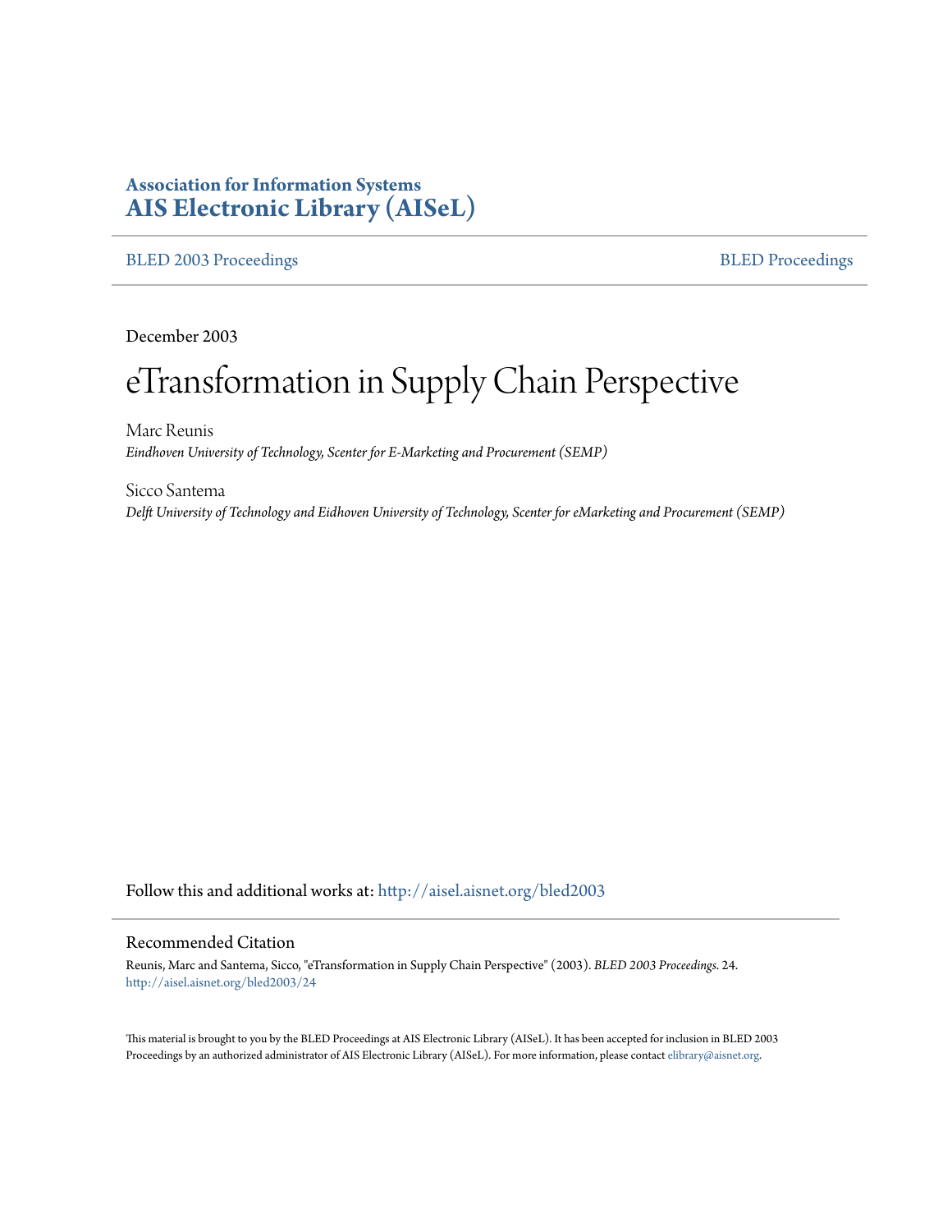**Association for Information Systems**
**AIS Electronic Library (AISeL)**

BLED 2003 Proceedings | BLED Proceedings

December 2003

# eTransformation in Supply Chain Perspective

Marc Reunis
*Eindhoven University of Technology, Scenter for E-Marketing and Procurement (SEMP)*

Sicco Santema
*Delft University of Technology and Eidhoven University of Technology, Scenter for eMarketing and Procurement (SEMP)*

Follow this and additional works at: http://aisel.aisnet.org/bled2003

## Recommended Citation

Reunis, Marc and Santema, Sicco, "eTransformation in Supply Chain Perspective" (2003). *BLED 2003 Proceedings*. 24.
http://aisel.aisnet.org/bled2003/24

This material is brought to you by the BLED Proceedings at AIS Electronic Library (AISeL). It has been accepted for inclusion in BLED 2003 Proceedings by an authorized administrator of AIS Electronic Library (AISeL). For more information, please contact elibrary@aisnet.org.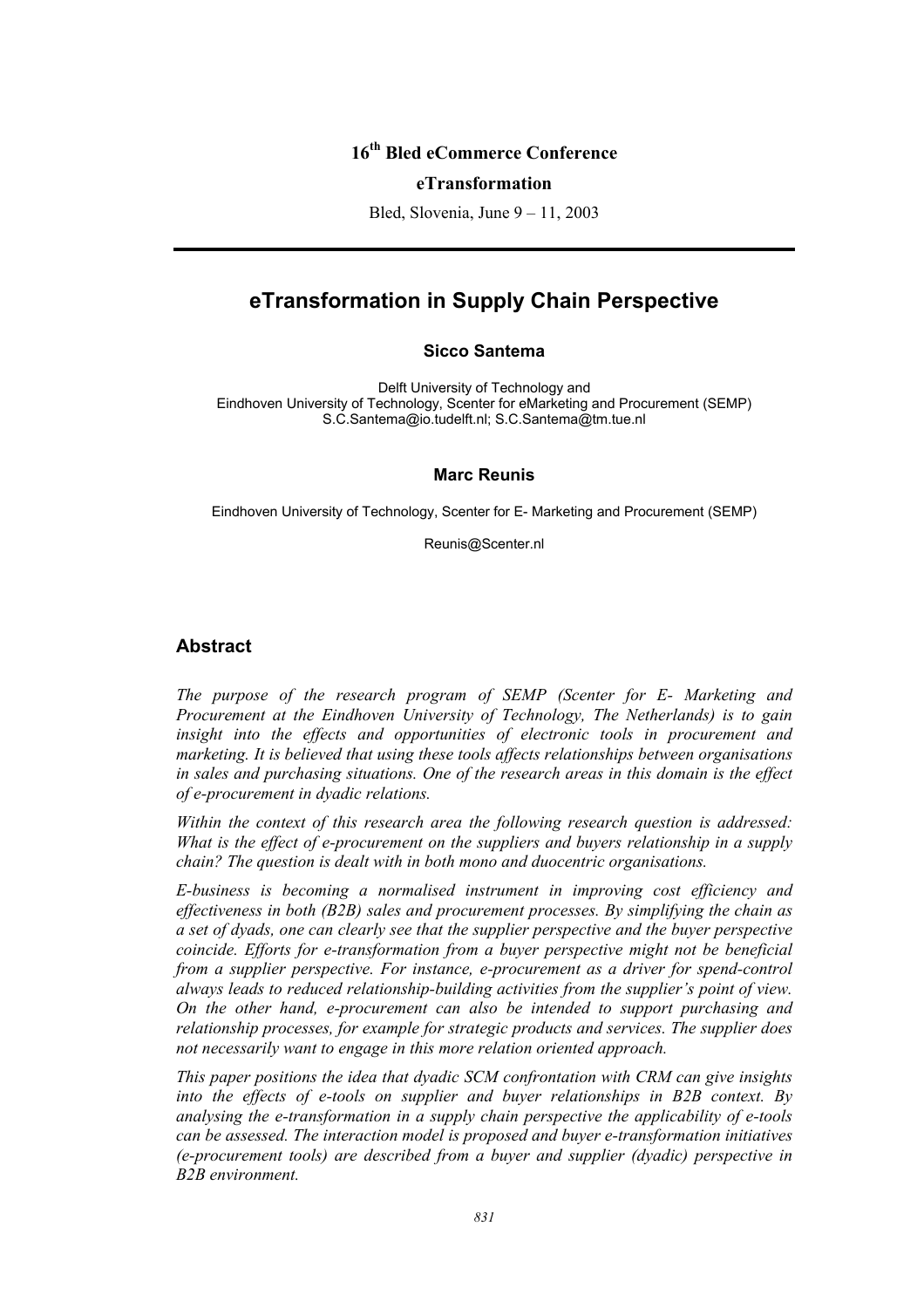16th Bled eCommerce Conference

eTransformation

Bled, Slovenia, June 9 – 11, 2003

# eTransformation in Supply Chain Perspective

**Sicco Santema**

Delft University of Technology and
Eindhoven University of Technology, Scenter for eMarketing and Procurement (SEMP)
S.C.Santema@io.tudelft.nl; S.C.Santema@tm.tue.nl

**Marc Reunis**

Eindhoven University of Technology, Scenter for E- Marketing and Procurement (SEMP)

Reunis@Scenter.nl

## Abstract

*The purpose of the research program of SEMP (Scenter for E- Marketing and Procurement at the Eindhoven University of Technology, The Netherlands) is to gain insight into the effects and opportunities of electronic tools in procurement and marketing. It is believed that using these tools affects relationships between organisations in sales and purchasing situations. One of the research areas in this domain is the effect of e-procurement in dyadic relations.*

*Within the context of this research area the following research question is addressed: What is the effect of e-procurement on the suppliers and buyers relationship in a supply chain? The question is dealt with in both mono and duocentric organisations.*

*E-business is becoming a normalised instrument in improving cost efficiency and effectiveness in both (B2B) sales and procurement processes. By simplifying the chain as a set of dyads, one can clearly see that the supplier perspective and the buyer perspective coincide. Efforts for e-transformation from a buyer perspective might not be beneficial from a supplier perspective. For instance, e-procurement as a driver for spend-control always leads to reduced relationship-building activities from the supplier's point of view. On the other hand, e-procurement can also be intended to support purchasing and relationship processes, for example for strategic products and services. The supplier does not necessarily want to engage in this more relation oriented approach.*

*This paper positions the idea that dyadic SCM confrontation with CRM can give insights into the effects of e-tools on supplier and buyer relationships in B2B context. By analysing the e-transformation in a supply chain perspective the applicability of e-tools can be assessed. The interaction model is proposed and buyer e-transformation initiatives (e-procurement tools) are described from a buyer and supplier (dyadic) perspective in B2B environment.*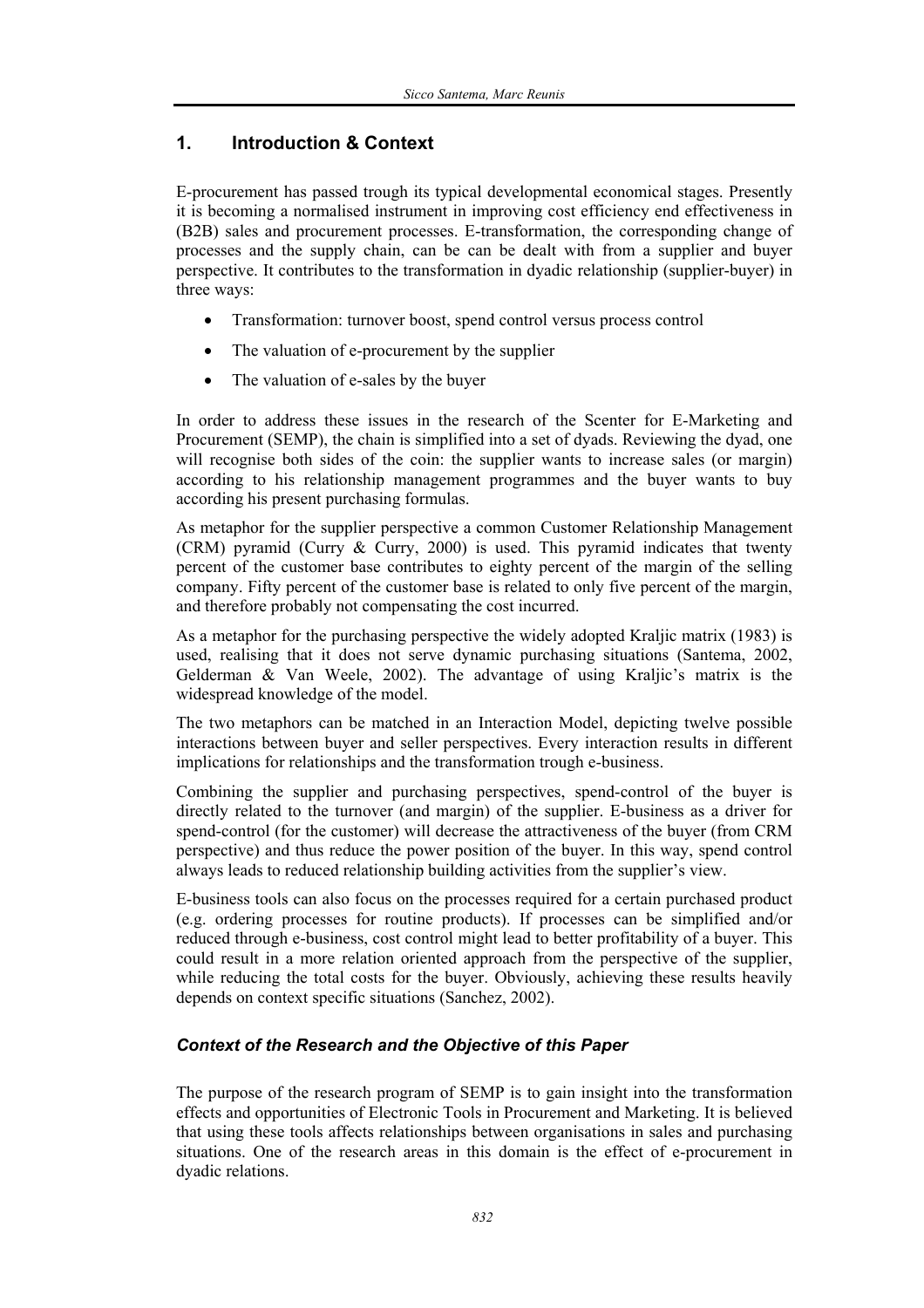## 1. Introduction & Context

E-procurement has passed trough its typical developmental economical stages. Presently it is becoming a normalised instrument in improving cost efficiency end effectiveness in (B2B) sales and procurement processes. E-transformation, the corresponding change of processes and the supply chain, can be can be dealt with from a supplier and buyer perspective. It contributes to the transformation in dyadic relationship (supplier-buyer) in three ways:

- Transformation: turnover boost, spend control versus process control
- The valuation of e-procurement by the supplier
- The valuation of e-sales by the buyer

In order to address these issues in the research of the Scenter for E-Marketing and Procurement (SEMP), the chain is simplified into a set of dyads. Reviewing the dyad, one will recognise both sides of the coin: the supplier wants to increase sales (or margin) according to his relationship management programmes and the buyer wants to buy according his present purchasing formulas.

As metaphor for the supplier perspective a common Customer Relationship Management (CRM) pyramid (Curry & Curry, 2000) is used. This pyramid indicates that twenty percent of the customer base contributes to eighty percent of the margin of the selling company. Fifty percent of the customer base is related to only five percent of the margin, and therefore probably not compensating the cost incurred.

As a metaphor for the purchasing perspective the widely adopted Kraljic matrix (1983) is used, realising that it does not serve dynamic purchasing situations (Santema, 2002, Gelderman & Van Weele, 2002). The advantage of using Kraljic's matrix is the widespread knowledge of the model.

The two metaphors can be matched in an Interaction Model, depicting twelve possible interactions between buyer and seller perspectives. Every interaction results in different implications for relationships and the transformation trough e-business.

Combining the supplier and purchasing perspectives, spend-control of the buyer is directly related to the turnover (and margin) of the supplier. E-business as a driver for spend-control (for the customer) will decrease the attractiveness of the buyer (from CRM perspective) and thus reduce the power position of the buyer. In this way, spend control always leads to reduced relationship building activities from the supplier's view.

E-business tools can also focus on the processes required for a certain purchased product (e.g. ordering processes for routine products). If processes can be simplified and/or reduced through e-business, cost control might lead to better profitability of a buyer. This could result in a more relation oriented approach from the perspective of the supplier, while reducing the total costs for the buyer. Obviously, achieving these results heavily depends on context specific situations (Sanchez, 2002).

### *Context of the Research and the Objective of this Paper*

The purpose of the research program of SEMP is to gain insight into the transformation effects and opportunities of Electronic Tools in Procurement and Marketing. It is believed that using these tools affects relationships between organisations in sales and purchasing situations. One of the research areas in this domain is the effect of e-procurement in dyadic relations.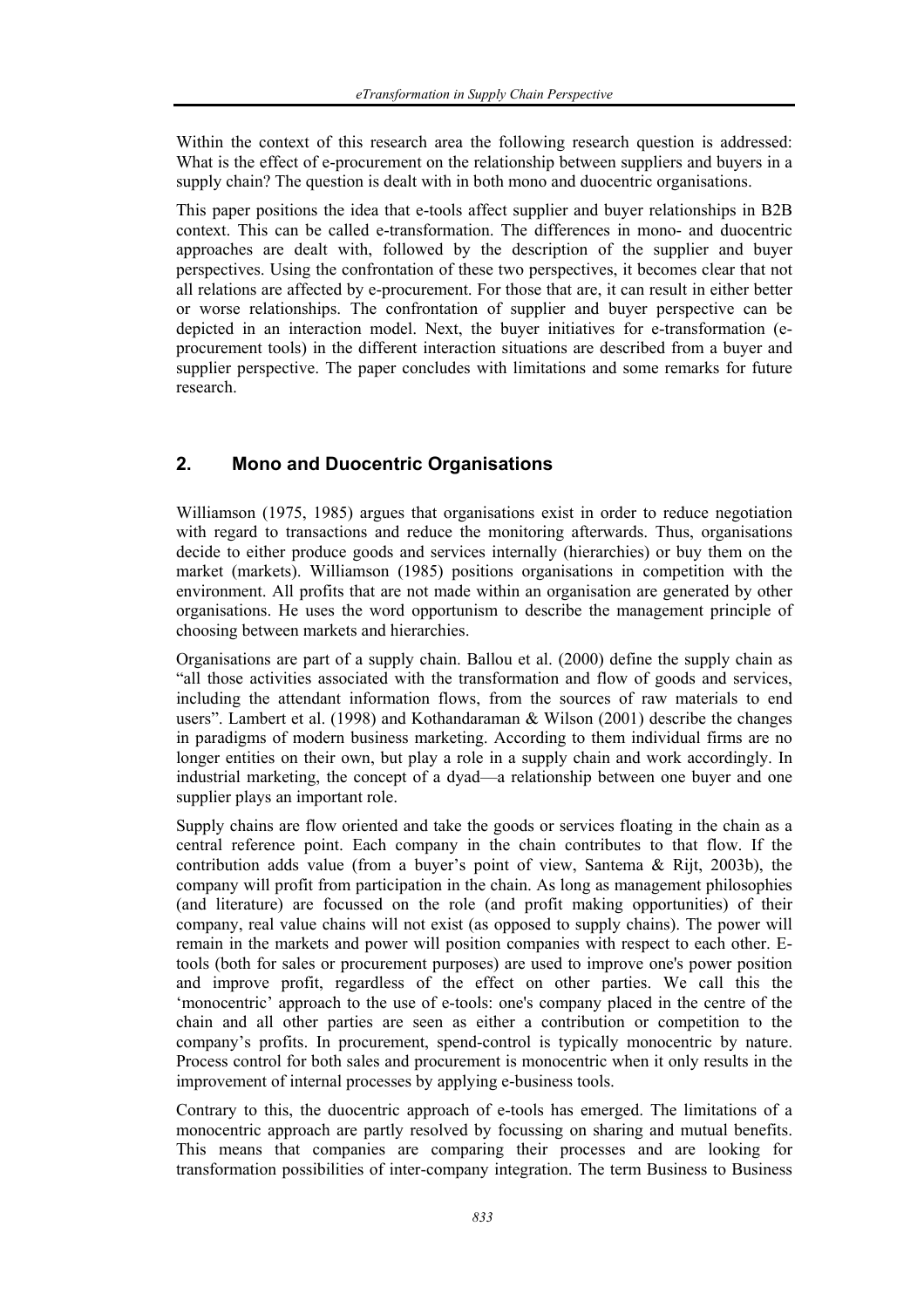Within the context of this research area the following research question is addressed: What is the effect of e-procurement on the relationship between suppliers and buyers in a supply chain? The question is dealt with in both mono and duocentric organisations.

This paper positions the idea that e-tools affect supplier and buyer relationships in B2B context. This can be called e-transformation. The differences in mono- and duocentric approaches are dealt with, followed by the description of the supplier and buyer perspectives. Using the confrontation of these two perspectives, it becomes clear that not all relations are affected by e-procurement. For those that are, it can result in either better or worse relationships. The confrontation of supplier and buyer perspective can be depicted in an interaction model. Next, the buyer initiatives for e-transformation (e-procurement tools) in the different interaction situations are described from a buyer and supplier perspective. The paper concludes with limitations and some remarks for future research.

## 2. Mono and Duocentric Organisations

Williamson (1975, 1985) argues that organisations exist in order to reduce negotiation with regard to transactions and reduce the monitoring afterwards. Thus, organisations decide to either produce goods and services internally (hierarchies) or buy them on the market (markets). Williamson (1985) positions organisations in competition with the environment. All profits that are not made within an organisation are generated by other organisations. He uses the word opportunism to describe the management principle of choosing between markets and hierarchies.

Organisations are part of a supply chain. Ballou et al. (2000) define the supply chain as "all those activities associated with the transformation and flow of goods and services, including the attendant information flows, from the sources of raw materials to end users". Lambert et al. (1998) and Kothandaraman & Wilson (2001) describe the changes in paradigms of modern business marketing. According to them individual firms are no longer entities on their own, but play a role in a supply chain and work accordingly. In industrial marketing, the concept of a dyad—a relationship between one buyer and one supplier plays an important role.

Supply chains are flow oriented and take the goods or services floating in the chain as a central reference point. Each company in the chain contributes to that flow. If the contribution adds value (from a buyer's point of view, Santema & Rijt, 2003b), the company will profit from participation in the chain. As long as management philosophies (and literature) are focussed on the role (and profit making opportunities) of their company, real value chains will not exist (as opposed to supply chains). The power will remain in the markets and power will position companies with respect to each other. E-tools (both for sales or procurement purposes) are used to improve one's power position and improve profit, regardless of the effect on other parties. We call this the 'monocentric' approach to the use of e-tools: one's company placed in the centre of the chain and all other parties are seen as either a contribution or competition to the company's profits. In procurement, spend-control is typically monocentric by nature. Process control for both sales and procurement is monocentric when it only results in the improvement of internal processes by applying e-business tools.

Contrary to this, the duocentric approach of e-tools has emerged. The limitations of a monocentric approach are partly resolved by focussing on sharing and mutual benefits. This means that companies are comparing their processes and are looking for transformation possibilities of inter-company integration. The term Business to Business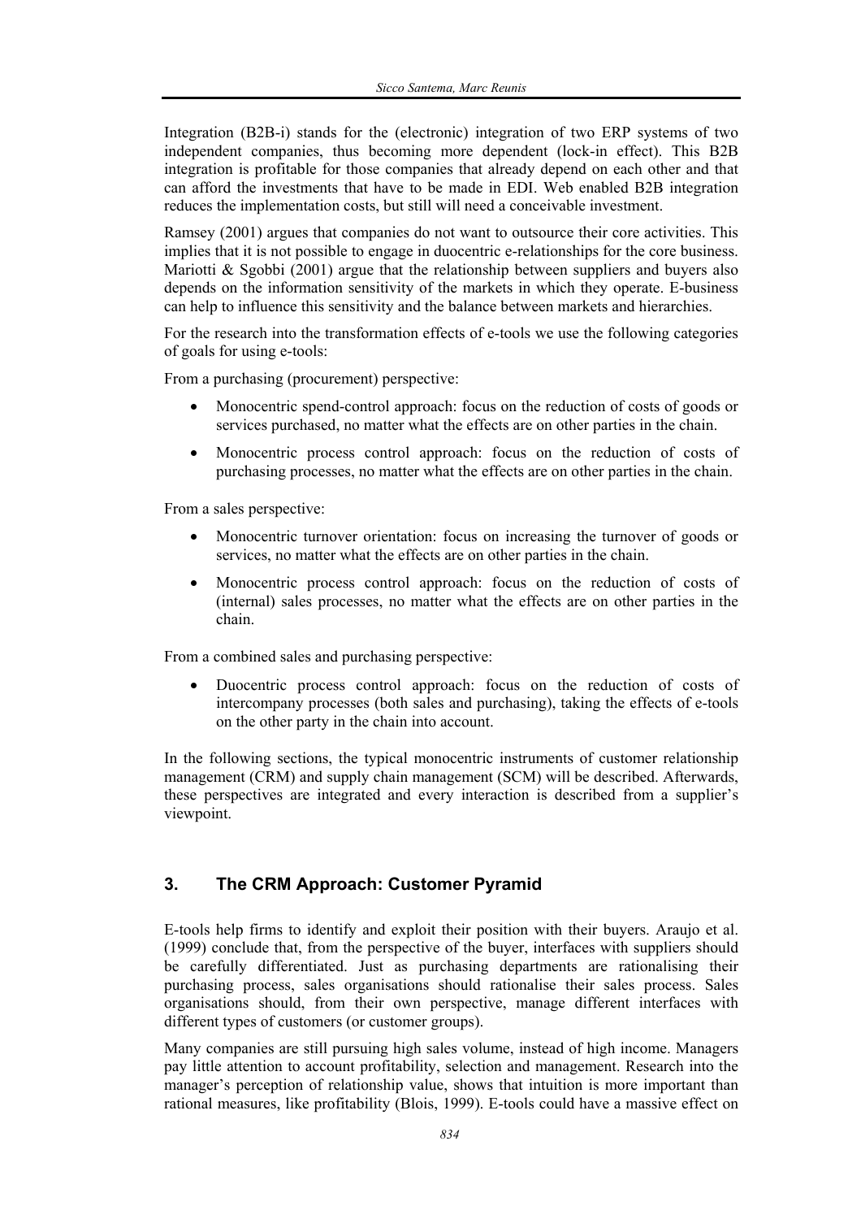Integration (B2B-i) stands for the (electronic) integration of two ERP systems of two independent companies, thus becoming more dependent (lock-in effect). This B2B integration is profitable for those companies that already depend on each other and that can afford the investments that have to be made in EDI. Web enabled B2B integration reduces the implementation costs, but still will need a conceivable investment.

Ramsey (2001) argues that companies do not want to outsource their core activities. This implies that it is not possible to engage in duocentric e-relationships for the core business. Mariotti & Sgobbi (2001) argue that the relationship between suppliers and buyers also depends on the information sensitivity of the markets in which they operate. E-business can help to influence this sensitivity and the balance between markets and hierarchies.

For the research into the transformation effects of e-tools we use the following categories of goals for using e-tools:

From a purchasing (procurement) perspective:

- Monocentric spend-control approach: focus on the reduction of costs of goods or services purchased, no matter what the effects are on other parties in the chain.
- Monocentric process control approach: focus on the reduction of costs of purchasing processes, no matter what the effects are on other parties in the chain.

From a sales perspective:

- Monocentric turnover orientation: focus on increasing the turnover of goods or services, no matter what the effects are on other parties in the chain.
- Monocentric process control approach: focus on the reduction of costs of (internal) sales processes, no matter what the effects are on other parties in the chain.

From a combined sales and purchasing perspective:

- Duocentric process control approach: focus on the reduction of costs of intercompany processes (both sales and purchasing), taking the effects of e-tools on the other party in the chain into account.

In the following sections, the typical monocentric instruments of customer relationship management (CRM) and supply chain management (SCM) will be described. Afterwards, these perspectives are integrated and every interaction is described from a supplier's viewpoint.

## 3. The CRM Approach: Customer Pyramid

E-tools help firms to identify and exploit their position with their buyers. Araujo et al. (1999) conclude that, from the perspective of the buyer, interfaces with suppliers should be carefully differentiated. Just as purchasing departments are rationalising their purchasing process, sales organisations should rationalise their sales process. Sales organisations should, from their own perspective, manage different interfaces with different types of customers (or customer groups).

Many companies are still pursuing high sales volume, instead of high income. Managers pay little attention to account profitability, selection and management. Research into the manager's perception of relationship value, shows that intuition is more important than rational measures, like profitability (Blois, 1999). E-tools could have a massive effect on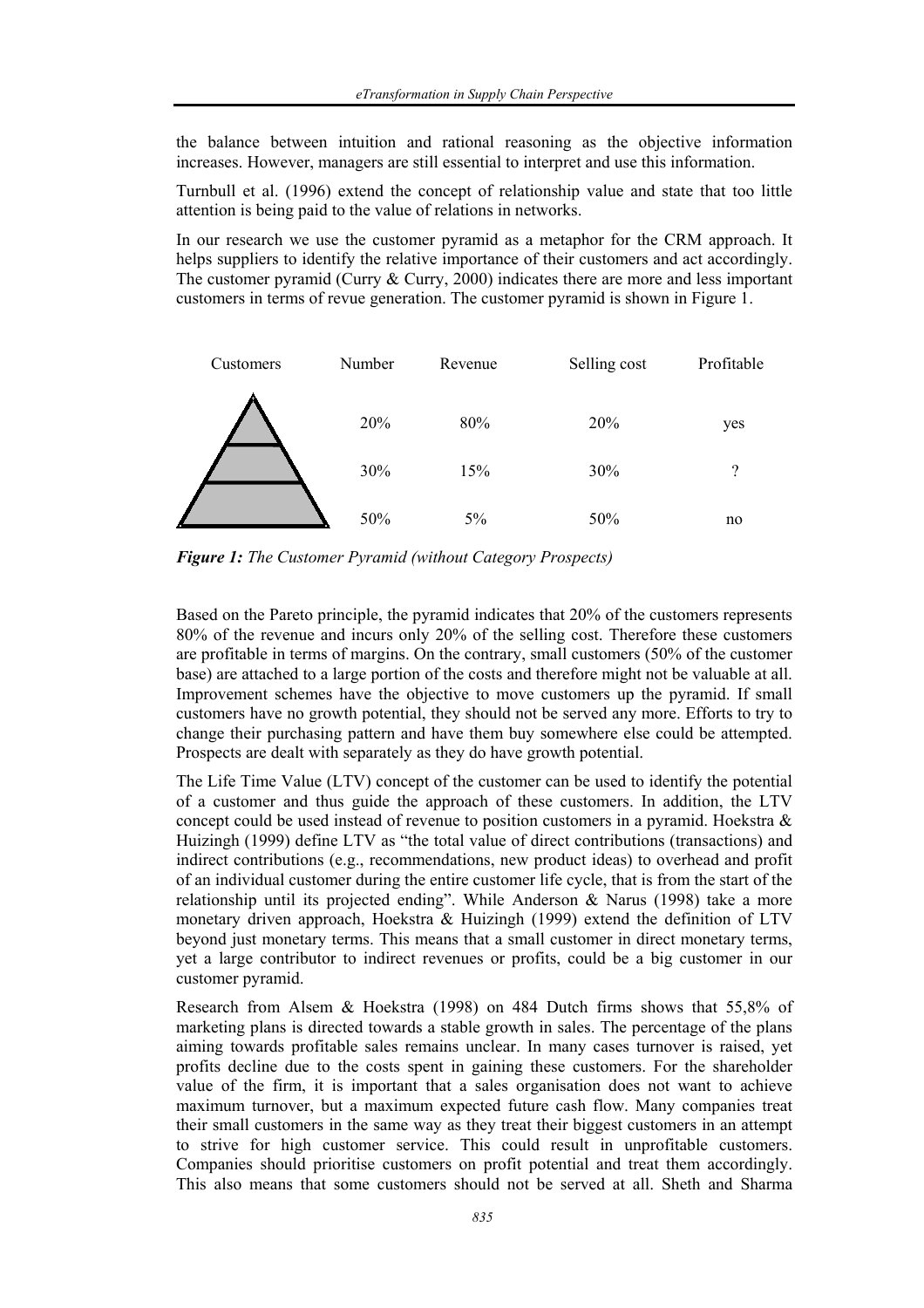the balance between intuition and rational reasoning as the objective information increases. However, managers are still essential to interpret and use this information.

Turnbull et al. (1996) extend the concept of relationship value and state that too little attention is being paid to the value of relations in networks.

In our research we use the customer pyramid as a metaphor for the CRM approach. It helps suppliers to identify the relative importance of their customers and act accordingly. The customer pyramid (Curry & Curry, 2000) indicates there are more and less important customers in terms of revue generation. The customer pyramid is shown in Figure 1.

| Customers | Number | Revenue | Selling cost | Profitable |
|---|---|---|---|---|
| (top) | 20% | 80% | 20% | yes |
| (middle) | 30% | 15% | 30% | ? |
| (bottom) | 50% | 5% | 50% | no |

***Figure 1:*** *The Customer Pyramid (without Category Prospects)*

Based on the Pareto principle, the pyramid indicates that 20% of the customers represents 80% of the revenue and incurs only 20% of the selling cost. Therefore these customers are profitable in terms of margins. On the contrary, small customers (50% of the customer base) are attached to a large portion of the costs and therefore might not be valuable at all. Improvement schemes have the objective to move customers up the pyramid. If small customers have no growth potential, they should not be served any more. Efforts to try to change their purchasing pattern and have them buy somewhere else could be attempted. Prospects are dealt with separately as they do have growth potential.

The Life Time Value (LTV) concept of the customer can be used to identify the potential of a customer and thus guide the approach of these customers. In addition, the LTV concept could be used instead of revenue to position customers in a pyramid. Hoekstra & Huizingh (1999) define LTV as "the total value of direct contributions (transactions) and indirect contributions (e.g., recommendations, new product ideas) to overhead and profit of an individual customer during the entire customer life cycle, that is from the start of the relationship until its projected ending". While Anderson & Narus (1998) take a more monetary driven approach, Hoekstra & Huizingh (1999) extend the definition of LTV beyond just monetary terms. This means that a small customer in direct monetary terms, yet a large contributor to indirect revenues or profits, could be a big customer in our customer pyramid.

Research from Alsem & Hoekstra (1998) on 484 Dutch firms shows that 55,8% of marketing plans is directed towards a stable growth in sales. The percentage of the plans aiming towards profitable sales remains unclear. In many cases turnover is raised, yet profits decline due to the costs spent in gaining these customers. For the shareholder value of the firm, it is important that a sales organisation does not want to achieve maximum turnover, but a maximum expected future cash flow. Many companies treat their small customers in the same way as they treat their biggest customers in an attempt to strive for high customer service. This could result in unprofitable customers. Companies should prioritise customers on profit potential and treat them accordingly. This also means that some customers should not be served at all. Sheth and Sharma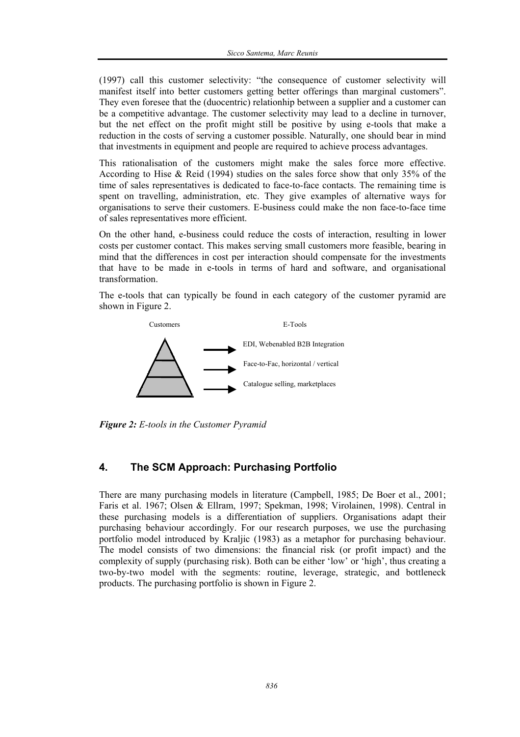(1997) call this customer selectivity: "the consequence of customer selectivity will manifest itself into better customers getting better offerings than marginal customers". They even foresee that the (duocentric) relationhip between a supplier and a customer can be a competitive advantage. The customer selectivity may lead to a decline in turnover, but the net effect on the profit might still be positive by using e-tools that make a reduction in the costs of serving a customer possible. Naturally, one should bear in mind that investments in equipment and people are required to achieve process advantages.

This rationalisation of the customers might make the sales force more effective. According to Hise & Reid (1994) studies on the sales force show that only 35% of the time of sales representatives is dedicated to face-to-face contacts. The remaining time is spent on travelling, administration, etc. They give examples of alternative ways for organisations to serve their customers. E-business could make the non face-to-face time of sales representatives more efficient.

On the other hand, e-business could reduce the costs of interaction, resulting in lower costs per customer contact. This makes serving small customers more feasible, bearing in mind that the differences in cost per interaction should compensate for the investments that have to be made in e-tools in terms of hard and software, and organisational transformation.

The e-tools that can typically be found in each category of the customer pyramid are shown in Figure 2.

| Customers | E-Tools |
| --- | --- |
| Top | EDI, Webenabled B2B Integration |
| Middle | Face-to-Fac, horizontal / vertical |
| Bottom | Catalogue selling, marketplaces |

***Figure 2:*** *E-tools in the Customer Pyramid*

## 4. The SCM Approach: Purchasing Portfolio

There are many purchasing models in literature (Campbell, 1985; De Boer et al., 2001; Faris et al. 1967; Olsen & Ellram, 1997; Spekman, 1998; Virolainen, 1998). Central in these purchasing models is a differentiation of suppliers. Organisations adapt their purchasing behaviour accordingly. For our research purposes, we use the purchasing portfolio model introduced by Kraljic (1983) as a metaphor for purchasing behaviour. The model consists of two dimensions: the financial risk (or profit impact) and the complexity of supply (purchasing risk). Both can be either 'low' or 'high', thus creating a two-by-two model with the segments: routine, leverage, strategic, and bottleneck products. The purchasing portfolio is shown in Figure 2.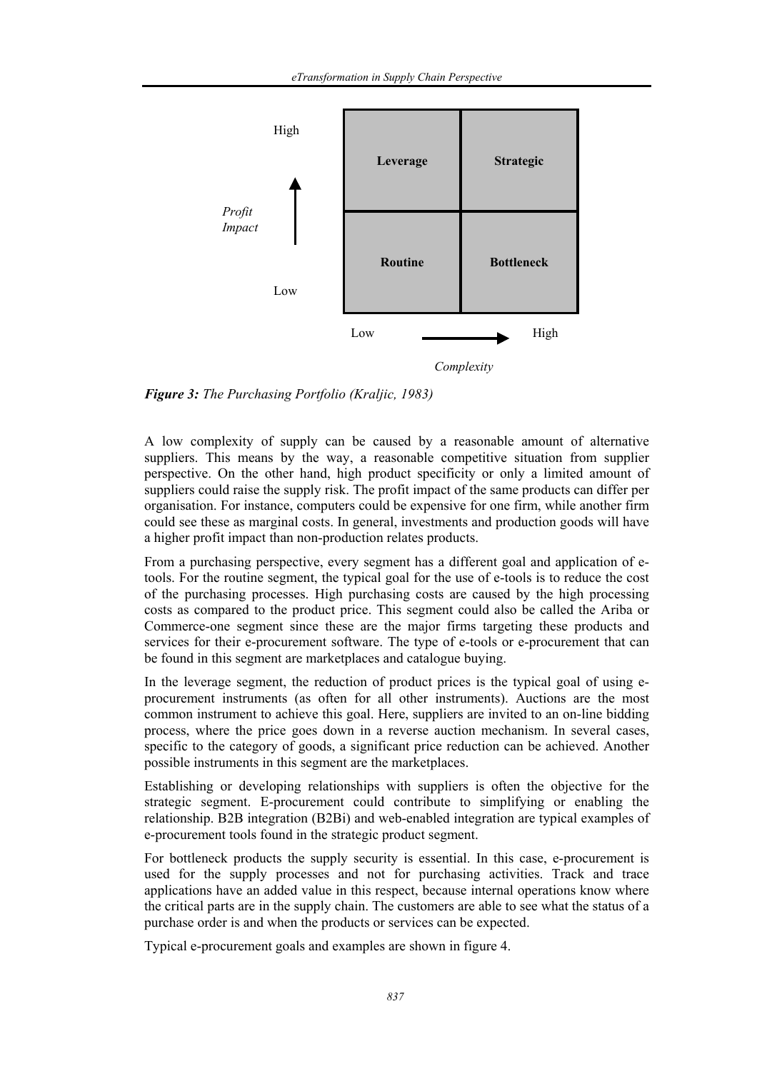| | Low complexity | High complexity |
|---|---|---|
| **High profit impact** | **Leverage** | **Strategic** |
| **Low profit impact** | **Routine** | **Bottleneck** |

*Figure 3: The Purchasing Portfolio (Kraljic, 1983)*

A low complexity of supply can be caused by a reasonable amount of alternative suppliers. This means by the way, a reasonable competitive situation from supplier perspective. On the other hand, high product specificity or only a limited amount of suppliers could raise the supply risk. The profit impact of the same products can differ per organisation. For instance, computers could be expensive for one firm, while another firm could see these as marginal costs. In general, investments and production goods will have a higher profit impact than non-production relates products.

From a purchasing perspective, every segment has a different goal and application of e-tools. For the routine segment, the typical goal for the use of e-tools is to reduce the cost of the purchasing processes. High purchasing costs are caused by the high processing costs as compared to the product price. This segment could also be called the Ariba or Commerce-one segment since these are the major firms targeting these products and services for their e-procurement software. The type of e-tools or e-procurement that can be found in this segment are marketplaces and catalogue buying.

In the leverage segment, the reduction of product prices is the typical goal of using e-procurement instruments (as often for all other instruments). Auctions are the most common instrument to achieve this goal. Here, suppliers are invited to an on-line bidding process, where the price goes down in a reverse auction mechanism. In several cases, specific to the category of goods, a significant price reduction can be achieved. Another possible instruments in this segment are the marketplaces.

Establishing or developing relationships with suppliers is often the objective for the strategic segment. E-procurement could contribute to simplifying or enabling the relationship. B2B integration (B2Bi) and web-enabled integration are typical examples of e-procurement tools found in the strategic product segment.

For bottleneck products the supply security is essential. In this case, e-procurement is used for the supply processes and not for purchasing activities. Track and trace applications have an added value in this respect, because internal operations know where the critical parts are in the supply chain. The customers are able to see what the status of a purchase order is and when the products or services can be expected.

Typical e-procurement goals and examples are shown in figure 4.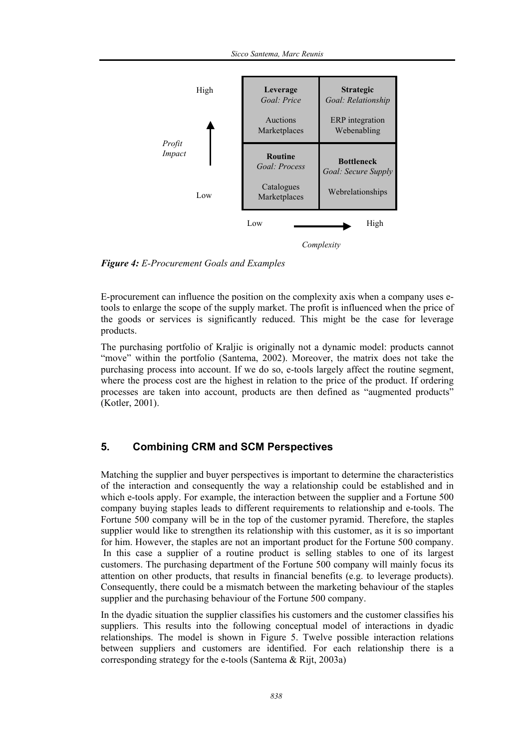| | Low Complexity | High Complexity |
|---|---|---|
| **High Profit Impact** | **Leverage**<br>*Goal: Price*<br><br>Auctions<br>Marketplaces | **Strategic**<br>*Goal: Relationship*<br><br>ERP integration<br>Webenabling |
| **Low Profit Impact** | **Routine**<br>*Goal: Process*<br><br>Catalogues<br>Marketplaces | **Bottleneck**<br>*Goal: Secure Supply*<br><br>Webrelationships |

***Figure 4:*** *E-Procurement Goals and Examples*

E-procurement can influence the position on the complexity axis when a company uses e-tools to enlarge the scope of the supply market. The profit is influenced when the price of the goods or services is significantly reduced. This might be the case for leverage products.

The purchasing portfolio of Kraljic is originally not a dynamic model: products cannot "move" within the portfolio (Santema, 2002). Moreover, the matrix does not take the purchasing process into account. If we do so, e-tools largely affect the routine segment, where the process cost are the highest in relation to the price of the product. If ordering processes are taken into account, products are then defined as "augmented products" (Kotler, 2001).

## 5. Combining CRM and SCM Perspectives

Matching the supplier and buyer perspectives is important to determine the characteristics of the interaction and consequently the way a relationship could be established and in which e-tools apply. For example, the interaction between the supplier and a Fortune 500 company buying staples leads to different requirements to relationship and e-tools. The Fortune 500 company will be in the top of the customer pyramid. Therefore, the staples supplier would like to strengthen its relationship with this customer, as it is so important for him. However, the staples are not an important product for the Fortune 500 company. In this case a supplier of a routine product is selling stables to one of its largest customers. The purchasing department of the Fortune 500 company will mainly focus its attention on other products, that results in financial benefits (e.g. to leverage products). Consequently, there could be a mismatch between the marketing behaviour of the staples supplier and the purchasing behaviour of the Fortune 500 company.

In the dyadic situation the supplier classifies his customers and the customer classifies his suppliers. This results into the following conceptual model of interactions in dyadic relationships. The model is shown in Figure 5. Twelve possible interaction relations between suppliers and customers are identified. For each relationship there is a corresponding strategy for the e-tools (Santema & Rijt, 2003a)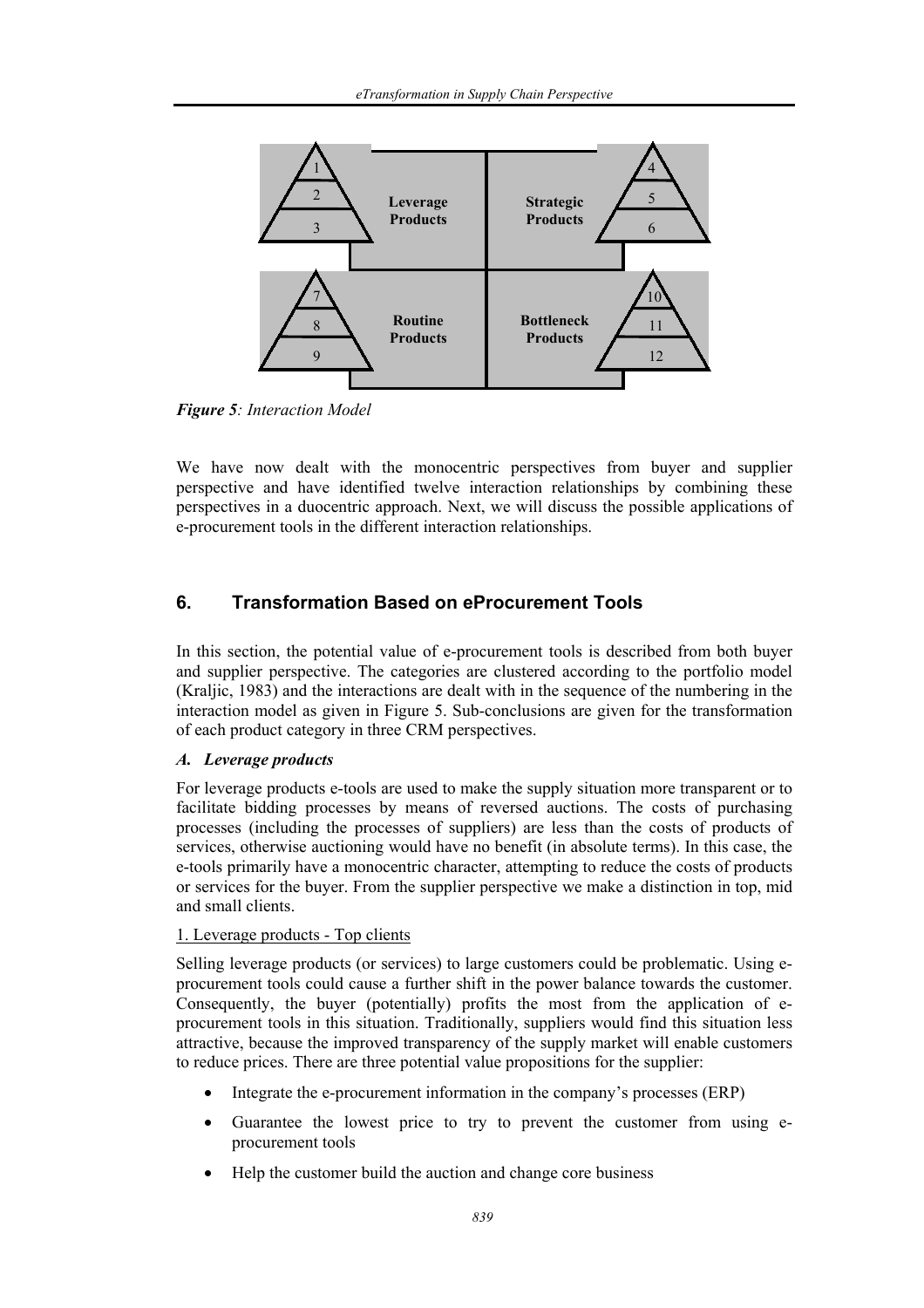*Figure 5: Interaction Model*

We have now dealt with the monocentric perspectives from buyer and supplier perspective and have identified twelve interaction relationships by combining these perspectives in a duocentric approach. Next, we will discuss the possible applications of e-procurement tools in the different interaction relationships.

## 6. Transformation Based on eProcurement Tools

In this section, the potential value of e-procurement tools is described from both buyer and supplier perspective. The categories are clustered according to the portfolio model (Kraljic, 1983) and the interactions are dealt with in the sequence of the numbering in the interaction model as given in Figure 5. Sub-conclusions are given for the transformation of each product category in three CRM perspectives.

### *A. Leverage products*

For leverage products e-tools are used to make the supply situation more transparent or to facilitate bidding processes by means of reversed auctions. The costs of purchasing processes (including the processes of suppliers) are less than the costs of products of services, otherwise auctioning would have no benefit (in absolute terms). In this case, the e-tools primarily have a monocentric character, attempting to reduce the costs of products or services for the buyer. From the supplier perspective we make a distinction in top, mid and small clients.

1. Leverage products - Top clients

Selling leverage products (or services) to large customers could be problematic. Using e-procurement tools could cause a further shift in the power balance towards the customer. Consequently, the buyer (potentially) profits the most from the application of e-procurement tools in this situation. Traditionally, suppliers would find this situation less attractive, because the improved transparency of the supply market will enable customers to reduce prices. There are three potential value propositions for the supplier:

- Integrate the e-procurement information in the company's processes (ERP)
- Guarantee the lowest price to try to prevent the customer from using e-procurement tools
- Help the customer build the auction and change core business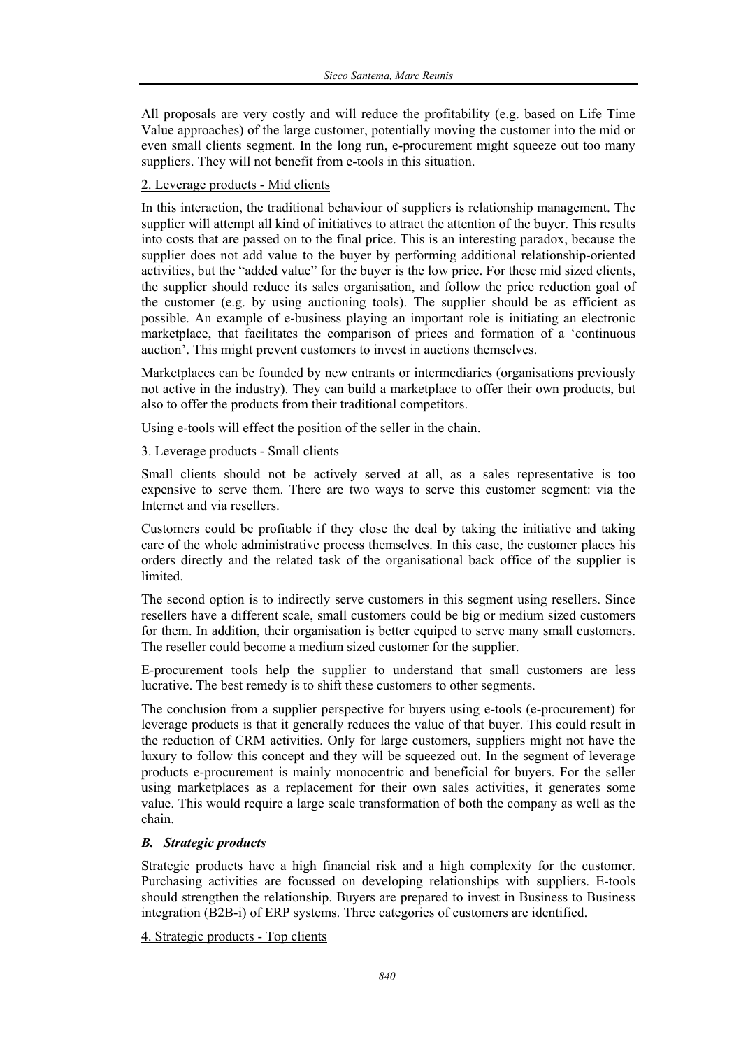All proposals are very costly and will reduce the profitability (e.g. based on Life Time Value approaches) of the large customer, potentially moving the customer into the mid or even small clients segment. In the long run, e-procurement might squeeze out too many suppliers. They will not benefit from e-tools in this situation.

2. Leverage products - Mid clients

In this interaction, the traditional behaviour of suppliers is relationship management. The supplier will attempt all kind of initiatives to attract the attention of the buyer. This results into costs that are passed on to the final price. This is an interesting paradox, because the supplier does not add value to the buyer by performing additional relationship-oriented activities, but the "added value" for the buyer is the low price. For these mid sized clients, the supplier should reduce its sales organisation, and follow the price reduction goal of the customer (e.g. by using auctioning tools). The supplier should be as efficient as possible. An example of e-business playing an important role is initiating an electronic marketplace, that facilitates the comparison of prices and formation of a 'continuous auction'. This might prevent customers to invest in auctions themselves.

Marketplaces can be founded by new entrants or intermediaries (organisations previously not active in the industry). They can build a marketplace to offer their own products, but also to offer the products from their traditional competitors.

Using e-tools will effect the position of the seller in the chain.

3. Leverage products - Small clients

Small clients should not be actively served at all, as a sales representative is too expensive to serve them. There are two ways to serve this customer segment: via the Internet and via resellers.

Customers could be profitable if they close the deal by taking the initiative and taking care of the whole administrative process themselves. In this case, the customer places his orders directly and the related task of the organisational back office of the supplier is limited.

The second option is to indirectly serve customers in this segment using resellers. Since resellers have a different scale, small customers could be big or medium sized customers for them. In addition, their organisation is better equiped to serve many small customers. The reseller could become a medium sized customer for the supplier.

E-procurement tools help the supplier to understand that small customers are less lucrative. The best remedy is to shift these customers to other segments.

The conclusion from a supplier perspective for buyers using e-tools (e-procurement) for leverage products is that it generally reduces the value of that buyer. This could result in the reduction of CRM activities. Only for large customers, suppliers might not have the luxury to follow this concept and they will be squeezed out. In the segment of leverage products e-procurement is mainly monocentric and beneficial for buyers. For the seller using marketplaces as a replacement for their own sales activities, it generates some value. This would require a large scale transformation of both the company as well as the chain.

### *B. Strategic products*

Strategic products have a high financial risk and a high complexity for the customer. Purchasing activities are focussed on developing relationships with suppliers. E-tools should strengthen the relationship. Buyers are prepared to invest in Business to Business integration (B2B-i) of ERP systems. Three categories of customers are identified.

4. Strategic products - Top clients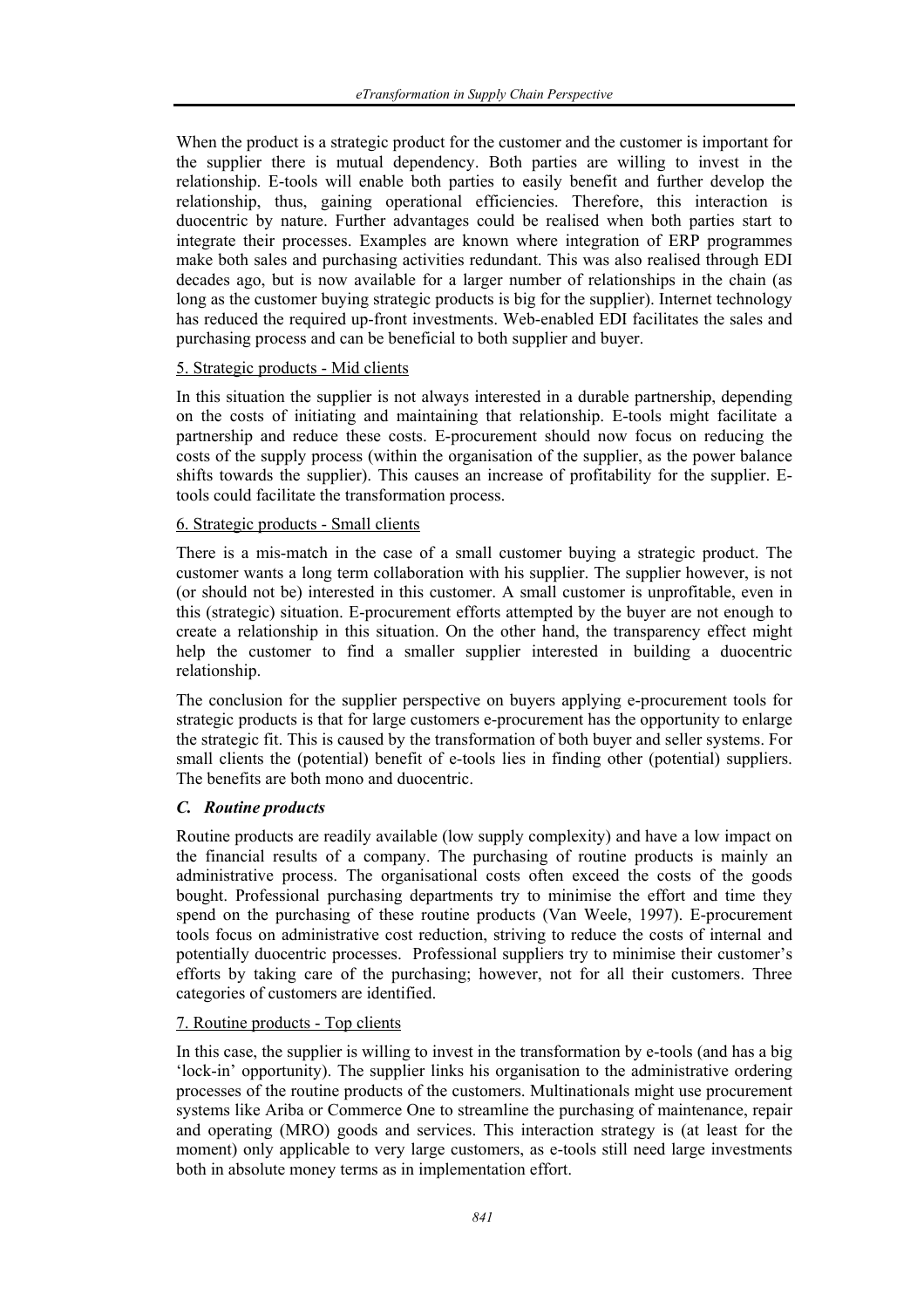When the product is a strategic product for the customer and the customer is important for the supplier there is mutual dependency. Both parties are willing to invest in the relationship. E-tools will enable both parties to easily benefit and further develop the relationship, thus, gaining operational efficiencies. Therefore, this interaction is duocentric by nature. Further advantages could be realised when both parties start to integrate their processes. Examples are known where integration of ERP programmes make both sales and purchasing activities redundant. This was also realised through EDI decades ago, but is now available for a larger number of relationships in the chain (as long as the customer buying strategic products is big for the supplier). Internet technology has reduced the required up-front investments. Web-enabled EDI facilitates the sales and purchasing process and can be beneficial to both supplier and buyer.

5. Strategic products - Mid clients

In this situation the supplier is not always interested in a durable partnership, depending on the costs of initiating and maintaining that relationship. E-tools might facilitate a partnership and reduce these costs. E-procurement should now focus on reducing the costs of the supply process (within the organisation of the supplier, as the power balance shifts towards the supplier). This causes an increase of profitability for the supplier. E-tools could facilitate the transformation process.

6. Strategic products - Small clients

There is a mis-match in the case of a small customer buying a strategic product. The customer wants a long term collaboration with his supplier. The supplier however, is not (or should not be) interested in this customer. A small customer is unprofitable, even in this (strategic) situation. E-procurement efforts attempted by the buyer are not enough to create a relationship in this situation. On the other hand, the transparency effect might help the customer to find a smaller supplier interested in building a duocentric relationship.

The conclusion for the supplier perspective on buyers applying e-procurement tools for strategic products is that for large customers e-procurement has the opportunity to enlarge the strategic fit. This is caused by the transformation of both buyer and seller systems. For small clients the (potential) benefit of e-tools lies in finding other (potential) suppliers. The benefits are both mono and duocentric.

### *C. Routine products*

Routine products are readily available (low supply complexity) and have a low impact on the financial results of a company. The purchasing of routine products is mainly an administrative process. The organisational costs often exceed the costs of the goods bought. Professional purchasing departments try to minimise the effort and time they spend on the purchasing of these routine products (Van Weele, 1997). E-procurement tools focus on administrative cost reduction, striving to reduce the costs of internal and potentially duocentric processes. Professional suppliers try to minimise their customer's efforts by taking care of the purchasing; however, not for all their customers. Three categories of customers are identified.

7. Routine products - Top clients

In this case, the supplier is willing to invest in the transformation by e-tools (and has a big 'lock-in' opportunity). The supplier links his organisation to the administrative ordering processes of the routine products of the customers. Multinationals might use procurement systems like Ariba or Commerce One to streamline the purchasing of maintenance, repair and operating (MRO) goods and services. This interaction strategy is (at least for the moment) only applicable to very large customers, as e-tools still need large investments both in absolute money terms as in implementation effort.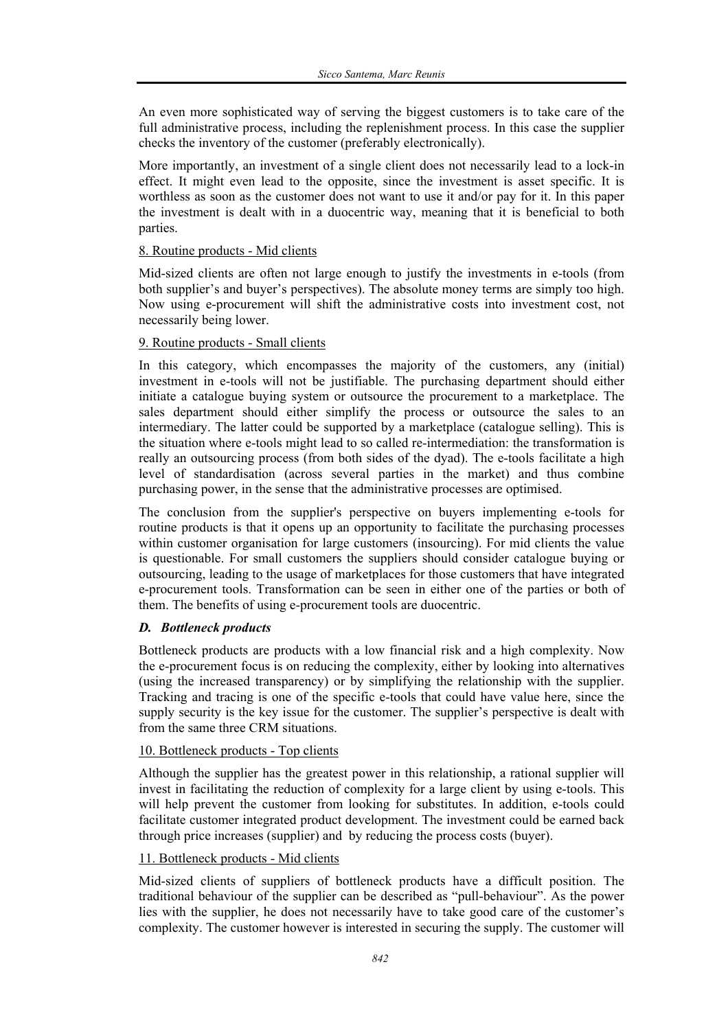An even more sophisticated way of serving the biggest customers is to take care of the full administrative process, including the replenishment process. In this case the supplier checks the inventory of the customer (preferably electronically).

More importantly, an investment of a single client does not necessarily lead to a lock-in effect. It might even lead to the opposite, since the investment is asset specific. It is worthless as soon as the customer does not want to use it and/or pay for it. In this paper the investment is dealt with in a duocentric way, meaning that it is beneficial to both parties.

8. Routine products - Mid clients

Mid-sized clients are often not large enough to justify the investments in e-tools (from both supplier's and buyer's perspectives). The absolute money terms are simply too high. Now using e-procurement will shift the administrative costs into investment cost, not necessarily being lower.

9. Routine products - Small clients

In this category, which encompasses the majority of the customers, any (initial) investment in e-tools will not be justifiable. The purchasing department should either initiate a catalogue buying system or outsource the procurement to a marketplace. The sales department should either simplify the process or outsource the sales to an intermediary. The latter could be supported by a marketplace (catalogue selling). This is the situation where e-tools might lead to so called re-intermediation: the transformation is really an outsourcing process (from both sides of the dyad). The e-tools facilitate a high level of standardisation (across several parties in the market) and thus combine purchasing power, in the sense that the administrative processes are optimised.

The conclusion from the supplier's perspective on buyers implementing e-tools for routine products is that it opens up an opportunity to facilitate the purchasing processes within customer organisation for large customers (insourcing). For mid clients the value is questionable. For small customers the suppliers should consider catalogue buying or outsourcing, leading to the usage of marketplaces for those customers that have integrated e-procurement tools. Transformation can be seen in either one of the parties or both of them. The benefits of using e-procurement tools are duocentric.

### *D. Bottleneck products*

Bottleneck products are products with a low financial risk and a high complexity. Now the e-procurement focus is on reducing the complexity, either by looking into alternatives (using the increased transparency) or by simplifying the relationship with the supplier. Tracking and tracing is one of the specific e-tools that could have value here, since the supply security is the key issue for the customer. The supplier's perspective is dealt with from the same three CRM situations.

10. Bottleneck products - Top clients

Although the supplier has the greatest power in this relationship, a rational supplier will invest in facilitating the reduction of complexity for a large client by using e-tools. This will help prevent the customer from looking for substitutes. In addition, e-tools could facilitate customer integrated product development. The investment could be earned back through price increases (supplier) and by reducing the process costs (buyer).

11. Bottleneck products - Mid clients

Mid-sized clients of suppliers of bottleneck products have a difficult position. The traditional behaviour of the supplier can be described as "pull-behaviour". As the power lies with the supplier, he does not necessarily have to take good care of the customer's complexity. The customer however is interested in securing the supply. The customer will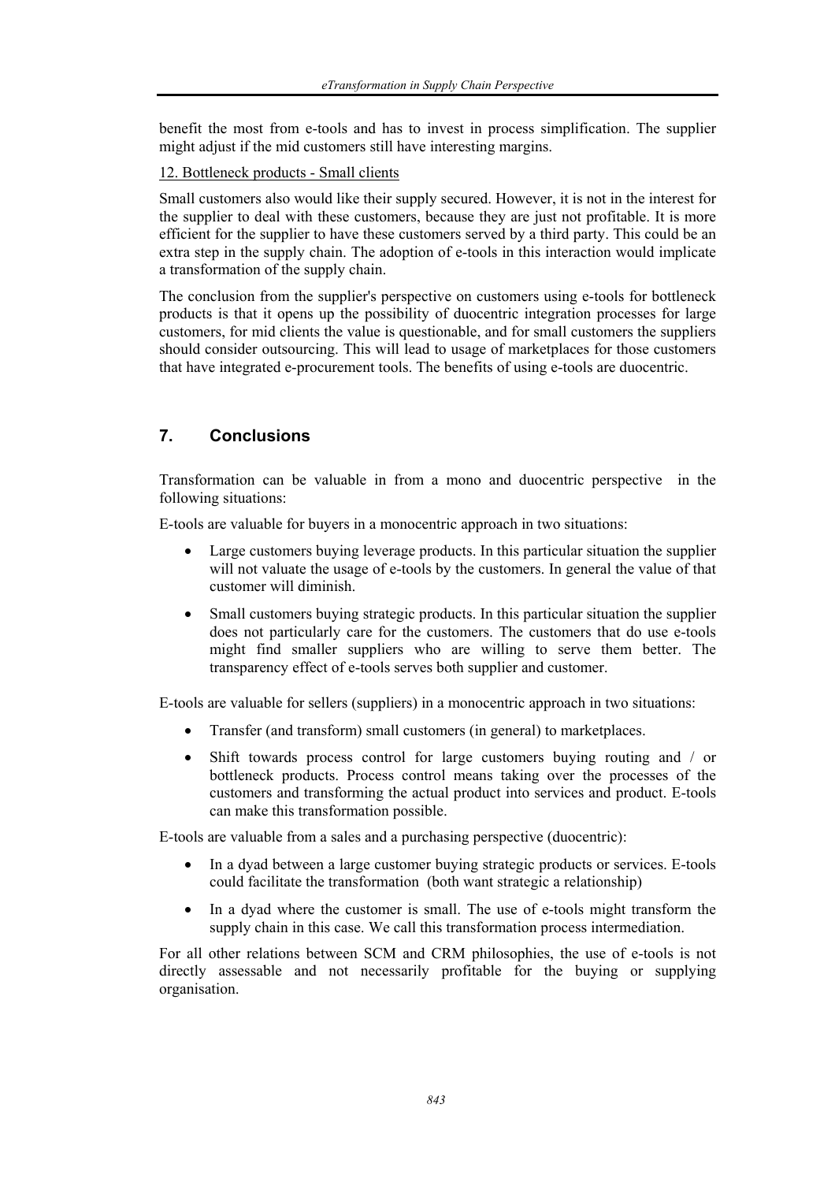benefit the most from e-tools and has to invest in process simplification. The supplier might adjust if the mid customers still have interesting margins.

12. Bottleneck products - Small clients

Small customers also would like their supply secured. However, it is not in the interest for the supplier to deal with these customers, because they are just not profitable. It is more efficient for the supplier to have these customers served by a third party. This could be an extra step in the supply chain. The adoption of e-tools in this interaction would implicate a transformation of the supply chain.

The conclusion from the supplier's perspective on customers using e-tools for bottleneck products is that it opens up the possibility of duocentric integration processes for large customers, for mid clients the value is questionable, and for small customers the suppliers should consider outsourcing. This will lead to usage of marketplaces for those customers that have integrated e-procurement tools. The benefits of using e-tools are duocentric.

## 7. Conclusions

Transformation can be valuable in from a mono and duocentric perspective in the following situations:

E-tools are valuable for buyers in a monocentric approach in two situations:

- Large customers buying leverage products. In this particular situation the supplier will not valuate the usage of e-tools by the customers. In general the value of that customer will diminish.
- Small customers buying strategic products. In this particular situation the supplier does not particularly care for the customers. The customers that do use e-tools might find smaller suppliers who are willing to serve them better. The transparency effect of e-tools serves both supplier and customer.

E-tools are valuable for sellers (suppliers) in a monocentric approach in two situations:

- Transfer (and transform) small customers (in general) to marketplaces.
- Shift towards process control for large customers buying routing and / or bottleneck products. Process control means taking over the processes of the customers and transforming the actual product into services and product. E-tools can make this transformation possible.

E-tools are valuable from a sales and a purchasing perspective (duocentric):

- In a dyad between a large customer buying strategic products or services. E-tools could facilitate the transformation (both want strategic a relationship)
- In a dyad where the customer is small. The use of e-tools might transform the supply chain in this case. We call this transformation process intermediation.

For all other relations between SCM and CRM philosophies, the use of e-tools is not directly assessable and not necessarily profitable for the buying or supplying organisation.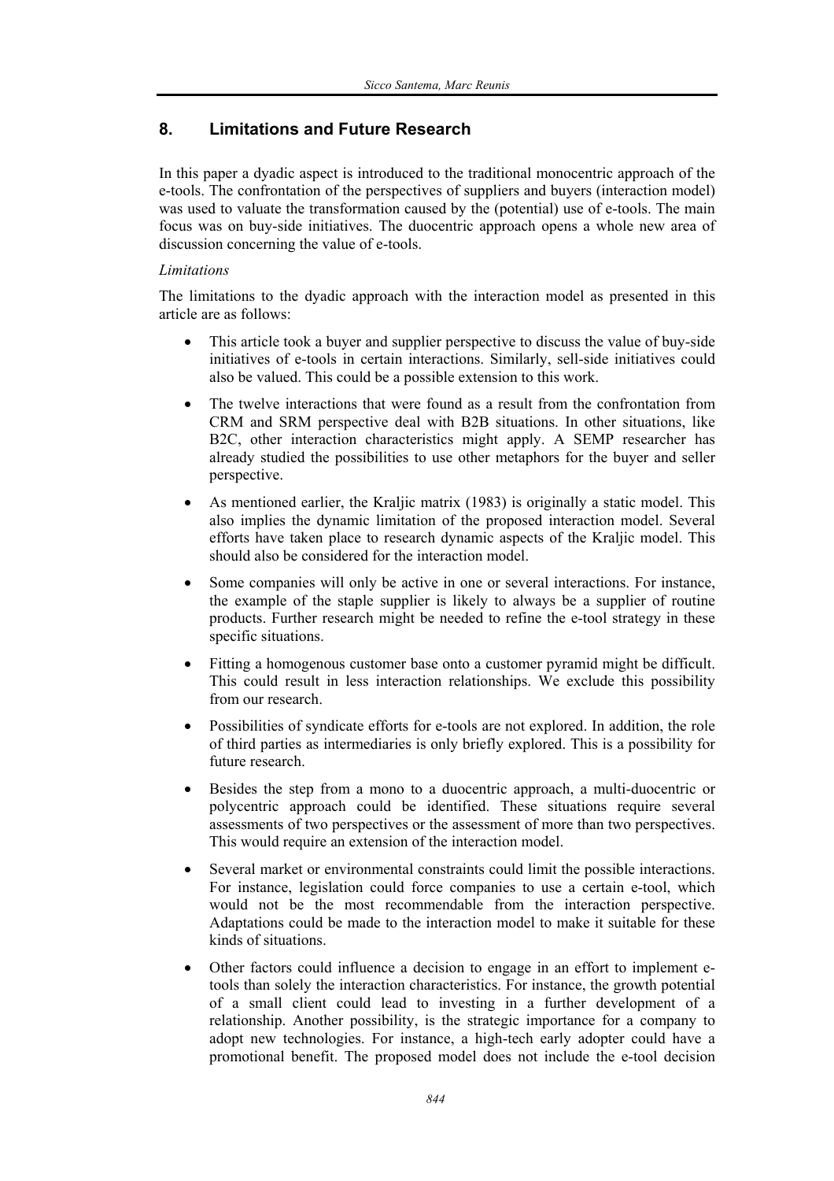## 8. Limitations and Future Research

In this paper a dyadic aspect is introduced to the traditional monocentric approach of the e-tools. The confrontation of the perspectives of suppliers and buyers (interaction model) was used to valuate the transformation caused by the (potential) use of e-tools. The main focus was on buy-side initiatives. The duocentric approach opens a whole new area of discussion concerning the value of e-tools.

*Limitations*

The limitations to the dyadic approach with the interaction model as presented in this article are as follows:

- This article took a buyer and supplier perspective to discuss the value of buy-side initiatives of e-tools in certain interactions. Similarly, sell-side initiatives could also be valued. This could be a possible extension to this work.
- The twelve interactions that were found as a result from the confrontation from CRM and SRM perspective deal with B2B situations. In other situations, like B2C, other interaction characteristics might apply. A SEMP researcher has already studied the possibilities to use other metaphors for the buyer and seller perspective.
- As mentioned earlier, the Kraljic matrix (1983) is originally a static model. This also implies the dynamic limitation of the proposed interaction model. Several efforts have taken place to research dynamic aspects of the Kraljic model. This should also be considered for the interaction model.
- Some companies will only be active in one or several interactions. For instance, the example of the staple supplier is likely to always be a supplier of routine products. Further research might be needed to refine the e-tool strategy in these specific situations.
- Fitting a homogenous customer base onto a customer pyramid might be difficult. This could result in less interaction relationships. We exclude this possibility from our research.
- Possibilities of syndicate efforts for e-tools are not explored. In addition, the role of third parties as intermediaries is only briefly explored. This is a possibility for future research.
- Besides the step from a mono to a duocentric approach, a multi-duocentric or polycentric approach could be identified. These situations require several assessments of two perspectives or the assessment of more than two perspectives. This would require an extension of the interaction model.
- Several market or environmental constraints could limit the possible interactions. For instance, legislation could force companies to use a certain e-tool, which would not be the most recommendable from the interaction perspective. Adaptations could be made to the interaction model to make it suitable for these kinds of situations.
- Other factors could influence a decision to engage in an effort to implement e-tools than solely the interaction characteristics. For instance, the growth potential of a small client could lead to investing in a further development of a relationship. Another possibility, is the strategic importance for a company to adopt new technologies. For instance, a high-tech early adopter could have a promotional benefit. The proposed model does not include the e-tool decision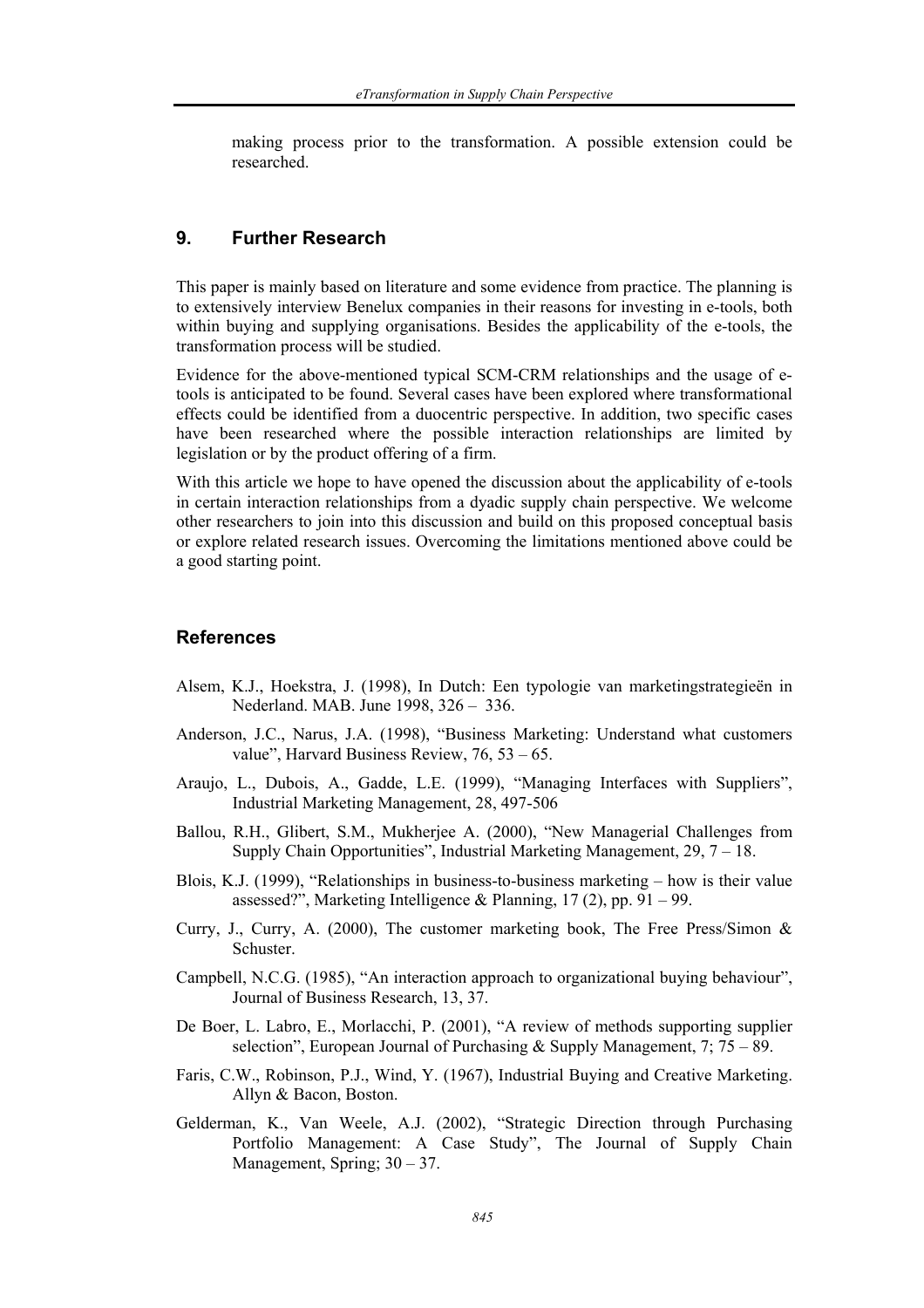making process prior to the transformation. A possible extension could be researched.

## 9. Further Research

This paper is mainly based on literature and some evidence from practice. The planning is to extensively interview Benelux companies in their reasons for investing in e-tools, both within buying and supplying organisations. Besides the applicability of the e-tools, the transformation process will be studied.

Evidence for the above-mentioned typical SCM-CRM relationships and the usage of e-tools is anticipated to be found. Several cases have been explored where transformational effects could be identified from a duocentric perspective. In addition, two specific cases have been researched where the possible interaction relationships are limited by legislation or by the product offering of a firm.

With this article we hope to have opened the discussion about the applicability of e-tools in certain interaction relationships from a dyadic supply chain perspective. We welcome other researchers to join into this discussion and build on this proposed conceptual basis or explore related research issues. Overcoming the limitations mentioned above could be a good starting point.

## References

Alsem, K.J., Hoekstra, J. (1998), In Dutch: Een typologie van marketingstrategieën in Nederland. MAB. June 1998, 326 – 336.

Anderson, J.C., Narus, J.A. (1998), "Business Marketing: Understand what customers value", Harvard Business Review, 76, 53 – 65.

Araujo, L., Dubois, A., Gadde, L.E. (1999), "Managing Interfaces with Suppliers", Industrial Marketing Management, 28, 497-506

Ballou, R.H., Glibert, S.M., Mukherjee A. (2000), "New Managerial Challenges from Supply Chain Opportunities", Industrial Marketing Management, 29, 7 – 18.

Blois, K.J. (1999), "Relationships in business-to-business marketing – how is their value assessed?", Marketing Intelligence & Planning, 17 (2), pp. 91 – 99.

Curry, J., Curry, A. (2000), The customer marketing book, The Free Press/Simon & Schuster.

Campbell, N.C.G. (1985), "An interaction approach to organizational buying behaviour", Journal of Business Research, 13, 37.

De Boer, L. Labro, E., Morlacchi, P. (2001), "A review of methods supporting supplier selection", European Journal of Purchasing & Supply Management, 7; 75 – 89.

Faris, C.W., Robinson, P.J., Wind, Y. (1967), Industrial Buying and Creative Marketing. Allyn & Bacon, Boston.

Gelderman, K., Van Weele, A.J. (2002), "Strategic Direction through Purchasing Portfolio Management: A Case Study", The Journal of Supply Chain Management, Spring; 30 – 37.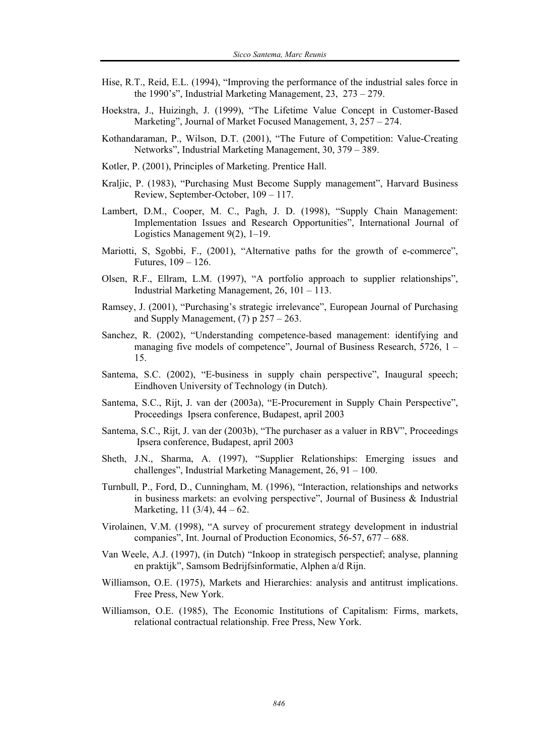Hise, R.T., Reid, E.L. (1994), "Improving the performance of the industrial sales force in the 1990's", Industrial Marketing Management, 23, 273 – 279.

Hoekstra, J., Huizingh, J. (1999), "The Lifetime Value Concept in Customer-Based Marketing", Journal of Market Focused Management, 3, 257 – 274.

Kothandaraman, P., Wilson, D.T. (2001), "The Future of Competition: Value-Creating Networks", Industrial Marketing Management, 30, 379 – 389.

Kotler, P. (2001), Principles of Marketing. Prentice Hall.

Kraljic, P. (1983), "Purchasing Must Become Supply management", Harvard Business Review, September-October, 109 – 117.

Lambert, D.M., Cooper, M. C., Pagh, J. D. (1998), "Supply Chain Management: Implementation Issues and Research Opportunities", International Journal of Logistics Management 9(2), 1–19.

Mariotti, S, Sgobbi, F., (2001), "Alternative paths for the growth of e-commerce", Futures, 109 – 126.

Olsen, R.F., Ellram, L.M. (1997), "A portfolio approach to supplier relationships", Industrial Marketing Management, 26, 101 – 113.

Ramsey, J. (2001), "Purchasing's strategic irrelevance", European Journal of Purchasing and Supply Management, (7) p 257 – 263.

Sanchez, R. (2002), "Understanding competence-based management: identifying and managing five models of competence", Journal of Business Research, 5726, 1 – 15.

Santema, S.C. (2002), "E-business in supply chain perspective", Inaugural speech; Eindhoven University of Technology (in Dutch).

Santema, S.C., Rijt, J. van der (2003a), "E-Procurement in Supply Chain Perspective", Proceedings Ipsera conference, Budapest, april 2003

Santema, S.C., Rijt, J. van der (2003b), "The purchaser as a valuer in RBV", Proceedings Ipsera conference, Budapest, april 2003

Sheth, J.N., Sharma, A. (1997), "Supplier Relationships: Emerging issues and challenges", Industrial Marketing Management, 26, 91 – 100.

Turnbull, P., Ford, D., Cunningham, M. (1996), "Interaction, relationships and networks in business markets: an evolving perspective", Journal of Business & Industrial Marketing, 11 (3/4), 44 – 62.

Virolainen, V.M. (1998), "A survey of procurement strategy development in industrial companies", Int. Journal of Production Economics, 56-57, 677 – 688.

Van Weele, A.J. (1997), (in Dutch) "Inkoop in strategisch perspectief; analyse, planning en praktijk", Samsom Bedrijfsinformatie, Alphen a/d Rijn.

Williamson, O.E. (1975), Markets and Hierarchies: analysis and antitrust implications. Free Press, New York.

Williamson, O.E. (1985), The Economic Institutions of Capitalism: Firms, markets, relational contractual relationship. Free Press, New York.